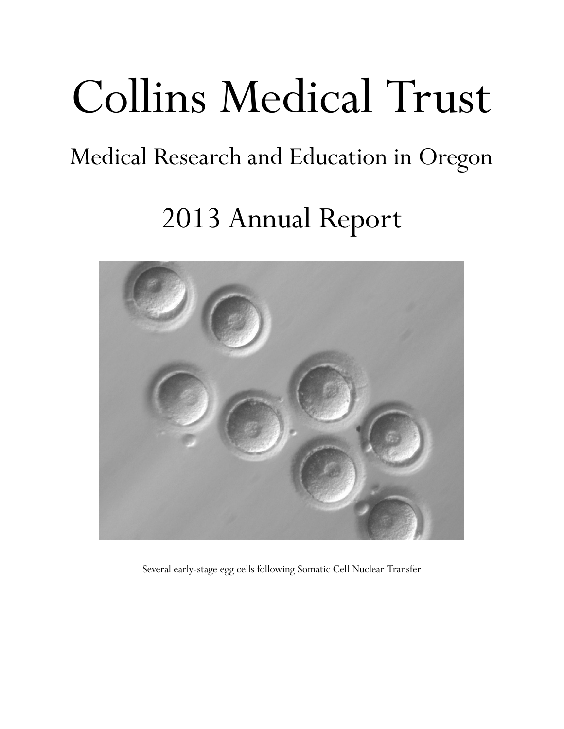# Collins Medical Trust

## Medical Research and Education in Oregon

## 2013 Annual Report

Several early-stage egg cells following Somatic Cell Nuclear Transfer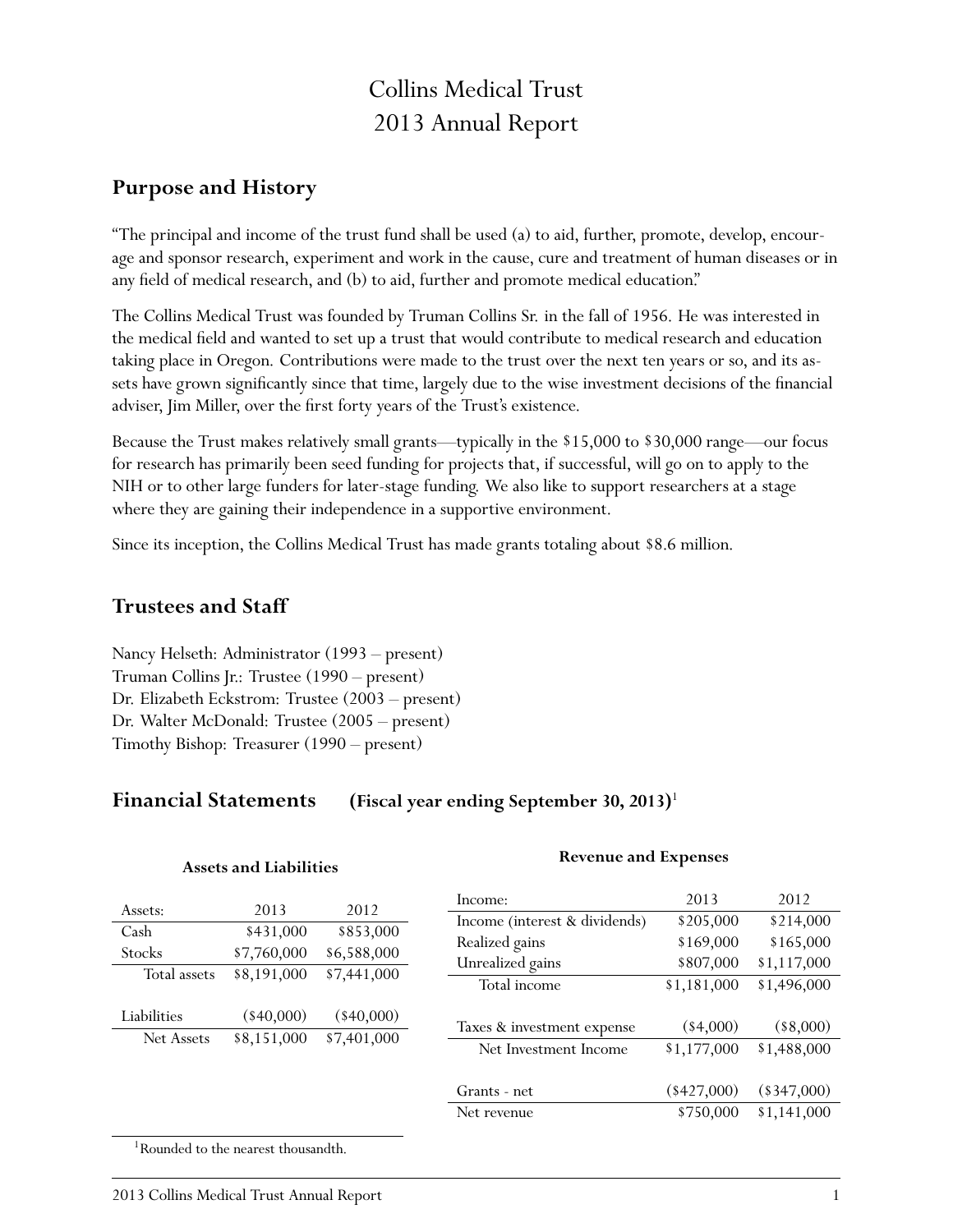# Collins Medical Trust
# 2013 Annual Report

## Purpose and History

"The principal and income of the trust fund shall be used (a) to aid, further, promote, develop, encourage and sponsor research, experiment and work in the cause, cure and treatment of human diseases or in any field of medical research, and (b) to aid, further and promote medical education."

The Collins Medical Trust was founded by Truman Collins Sr. in the fall of 1956. He was interested in the medical field and wanted to set up a trust that would contribute to medical research and education taking place in Oregon. Contributions were made to the trust over the next ten years or so, and its assets have grown significantly since that time, largely due to the wise investment decisions of the financial adviser, Jim Miller, over the first forty years of the Trust's existence.

Because the Trust makes relatively small grants—typically in the $15,000 to $30,000 range—our focus for research has primarily been seed funding for projects that, if successful, will go on to apply to the NIH or to other large funders for later-stage funding. We also like to support researchers at a stage where they are gaining their independence in a supportive environment.

Since its inception, the Collins Medical Trust has made grants totaling about $8.6 million.

## Trustees and Staff

Nancy Helseth: Administrator (1993 – present)
Truman Collins Jr.: Trustee (1990 – present)
Dr. Elizabeth Eckstrom: Trustee (2003 – present)
Dr. Walter McDonald: Trustee (2005 – present)
Timothy Bishop: Treasurer (1990 – present)

## Financial Statements (Fiscal year ending September 30, 2013)[1]

**Assets and Liabilities**

| Assets: | 2013 | 2012 |
|---|---|---|
| Cash | $431,000 | $853,000 |
| Stocks | $7,760,000 | $6,588,000 |
| Total assets | $8,191,000 | $7,441,000 |
| | | |
| Liabilities | ($40,000) | ($40,000) |
| Net Assets | $8,151,000 | $7,401,000 |

**Revenue and Expenses**

| Income: | 2013 | 2012 |
|---|---|---|
| Income (interest & dividends) | $205,000 | $214,000 |
| Realized gains | $169,000 | $165,000 |
| Unrealized gains | $807,000 | $1,117,000 |
| Total income | $1,181,000 | $1,496,000 |
| | | |
| Taxes & investment expense | ($4,000) | ($8,000) |
| Net Investment Income | $1,177,000 | $1,488,000 |
| | | |
| Grants - net | ($427,000) | ($347,000) |
| Net revenue | $750,000 | $1,141,000 |

[1] Rounded to the nearest thousandth.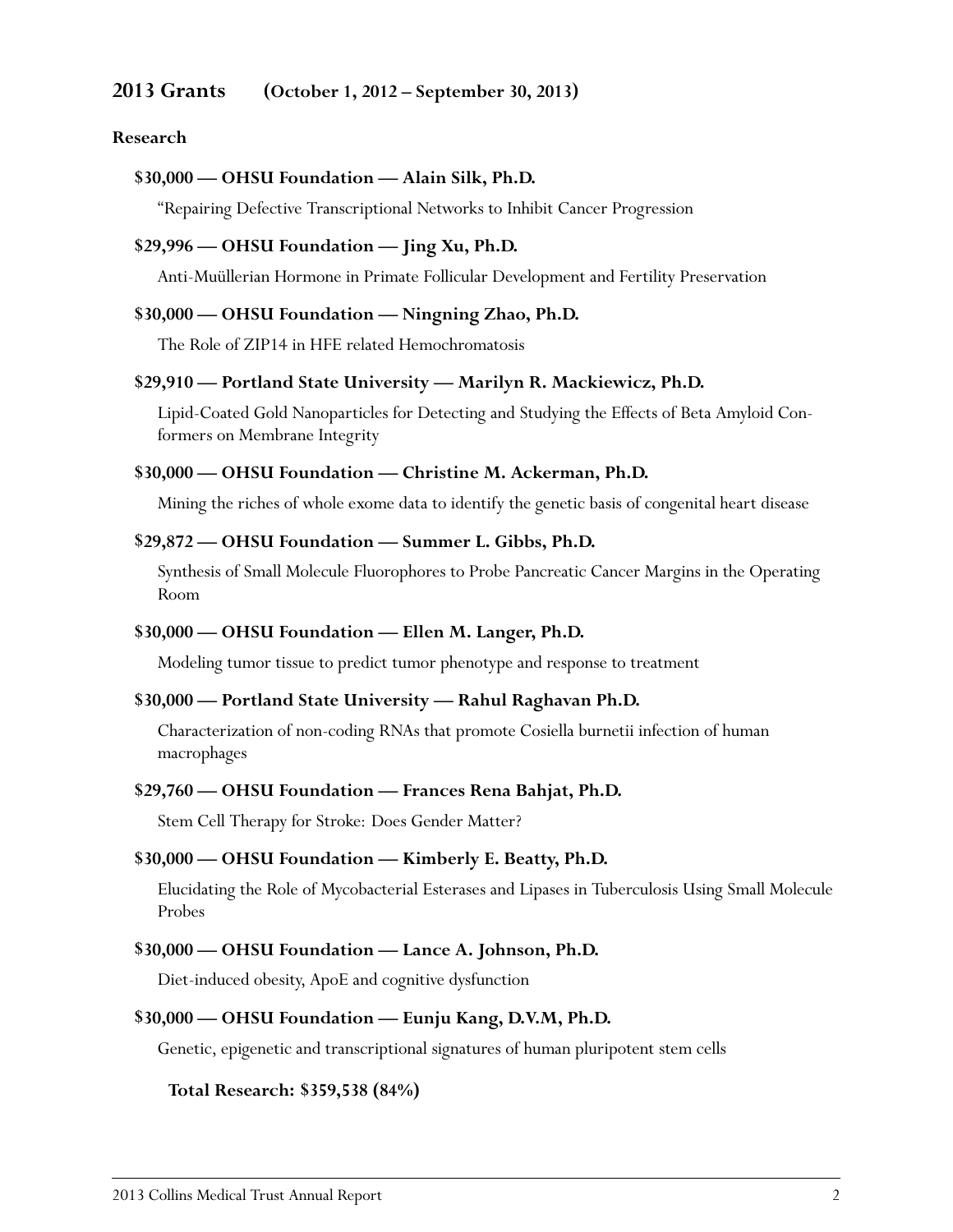## 2013 Grants (October 1, 2012 – September 30, 2013)

### Research

**$30,000 — OHSU Foundation — Alain Silk, Ph.D.**

“Repairing Defective Transcriptional Networks to Inhibit Cancer Progression

**$29,996 — OHSU Foundation — Jing Xu, Ph.D.**

Anti-Muüllerian Hormone in Primate Follicular Development and Fertility Preservation

**$30,000 — OHSU Foundation — Ningning Zhao, Ph.D.**

The Role of ZIP14 in HFE related Hemochromatosis

**$29,910 — Portland State University — Marilyn R. Mackiewicz, Ph.D.**

Lipid-Coated Gold Nanoparticles for Detecting and Studying the Effects of Beta Amyloid Conformers on Membrane Integrity

**$30,000 — OHSU Foundation — Christine M. Ackerman, Ph.D.**

Mining the riches of whole exome data to identify the genetic basis of congenital heart disease

**$29,872 — OHSU Foundation — Summer L. Gibbs, Ph.D.**

Synthesis of Small Molecule Fluorophores to Probe Pancreatic Cancer Margins in the Operating Room

**$30,000 — OHSU Foundation — Ellen M. Langer, Ph.D.**

Modeling tumor tissue to predict tumor phenotype and response to treatment

**$30,000 — Portland State University — Rahul Raghavan Ph.D.**

Characterization of non-coding RNAs that promote Cosiella burnetii infection of human macrophages

**$29,760 — OHSU Foundation — Frances Rena Bahjat, Ph.D.**

Stem Cell Therapy for Stroke: Does Gender Matter?

**$30,000 — OHSU Foundation — Kimberly E. Beatty, Ph.D.**

Elucidating the Role of Mycobacterial Esterases and Lipases in Tuberculosis Using Small Molecule Probes

**$30,000 — OHSU Foundation — Lance A. Johnson, Ph.D.**

Diet-induced obesity, ApoE and cognitive dysfunction

**$30,000 — OHSU Foundation — Eunju Kang, D.V.M, Ph.D.**

Genetic, epigenetic and transcriptional signatures of human pluripotent stem cells

**Total Research: $359,538 (84%)**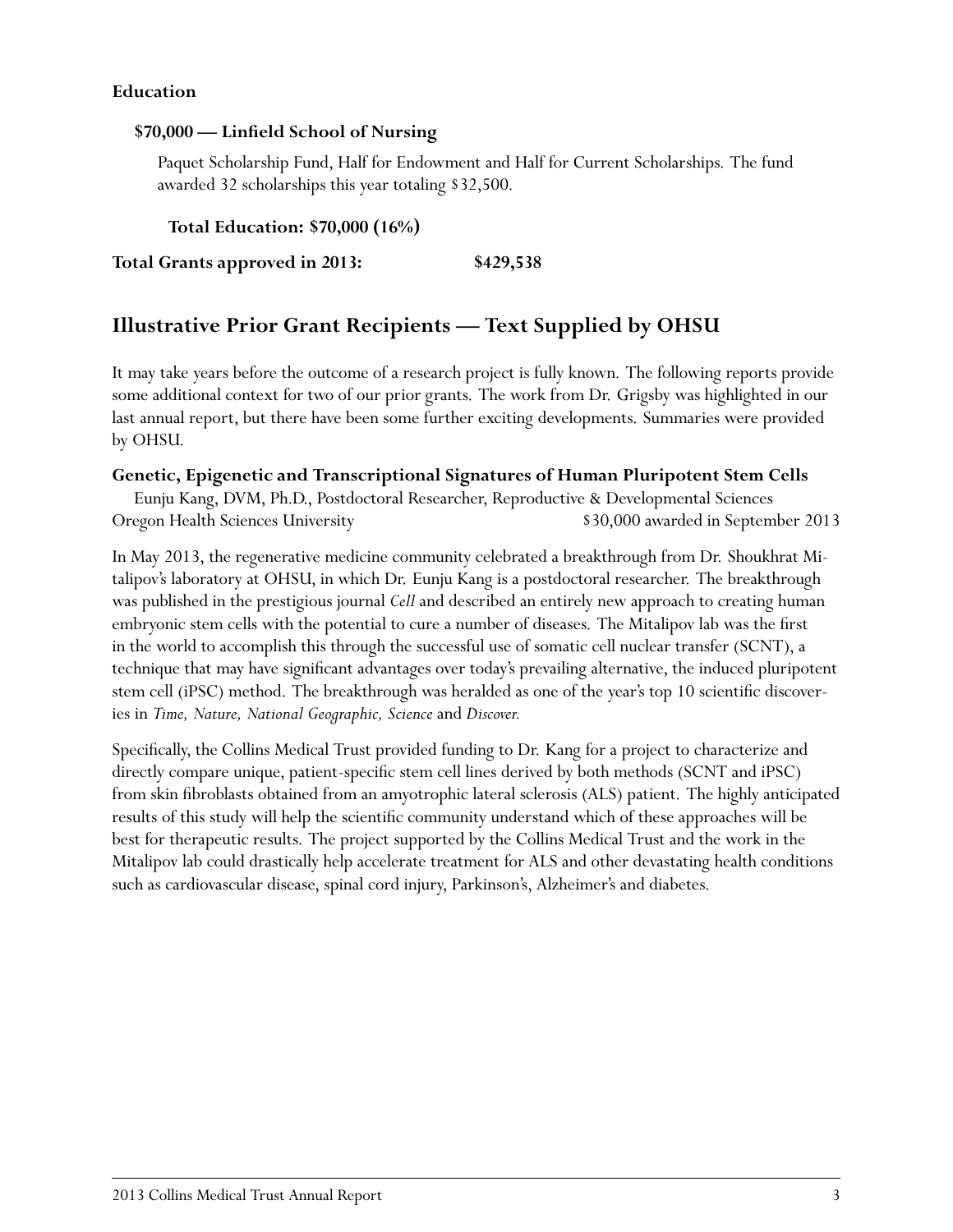**Education**

**$70,000 — Linfield School of Nursing**

Paquet Scholarship Fund, Half for Endowment and Half for Current Scholarships. The fund awarded 32 scholarships this year totaling $32,500.

**Total Education: $70,000 (16%)**

**Total Grants approved in 2013: $429,538**

## Illustrative Prior Grant Recipients — Text Supplied by OHSU

It may take years before the outcome of a research project is fully known. The following reports provide some additional context for two of our prior grants. The work from Dr. Grigsby was highlighted in our last annual report, but there have been some further exciting developments. Summaries were provided by OHSU.

### Genetic, Epigenetic and Transcriptional Signatures of Human Pluripotent Stem Cells

Eunju Kang, DVM, Ph.D., Postdoctoral Researcher, Reproductive & Developmental Sciences
Oregon Health Sciences University — $30,000 awarded in September 2013

In May 2013, the regenerative medicine community celebrated a breakthrough from Dr. Shoukhrat Mitalipov's laboratory at OHSU, in which Dr. Eunju Kang is a postdoctoral researcher. The breakthrough was published in the prestigious journal *Cell* and described an entirely new approach to creating human embryonic stem cells with the potential to cure a number of diseases. The Mitalipov lab was the first in the world to accomplish this through the successful use of somatic cell nuclear transfer (SCNT), a technique that may have significant advantages over today's prevailing alternative, the induced pluripotent stem cell (iPSC) method. The breakthrough was heralded as one of the year's top 10 scientific discoveries in *Time, Nature, National Geographic, Science* and *Discover.*

Specifically, the Collins Medical Trust provided funding to Dr. Kang for a project to characterize and directly compare unique, patient-specific stem cell lines derived by both methods (SCNT and iPSC) from skin fibroblasts obtained from an amyotrophic lateral sclerosis (ALS) patient. The highly anticipated results of this study will help the scientific community understand which of these approaches will be best for therapeutic results. The project supported by the Collins Medical Trust and the work in the Mitalipov lab could drastically help accelerate treatment for ALS and other devastating health conditions such as cardiovascular disease, spinal cord injury, Parkinson's, Alzheimer's and diabetes.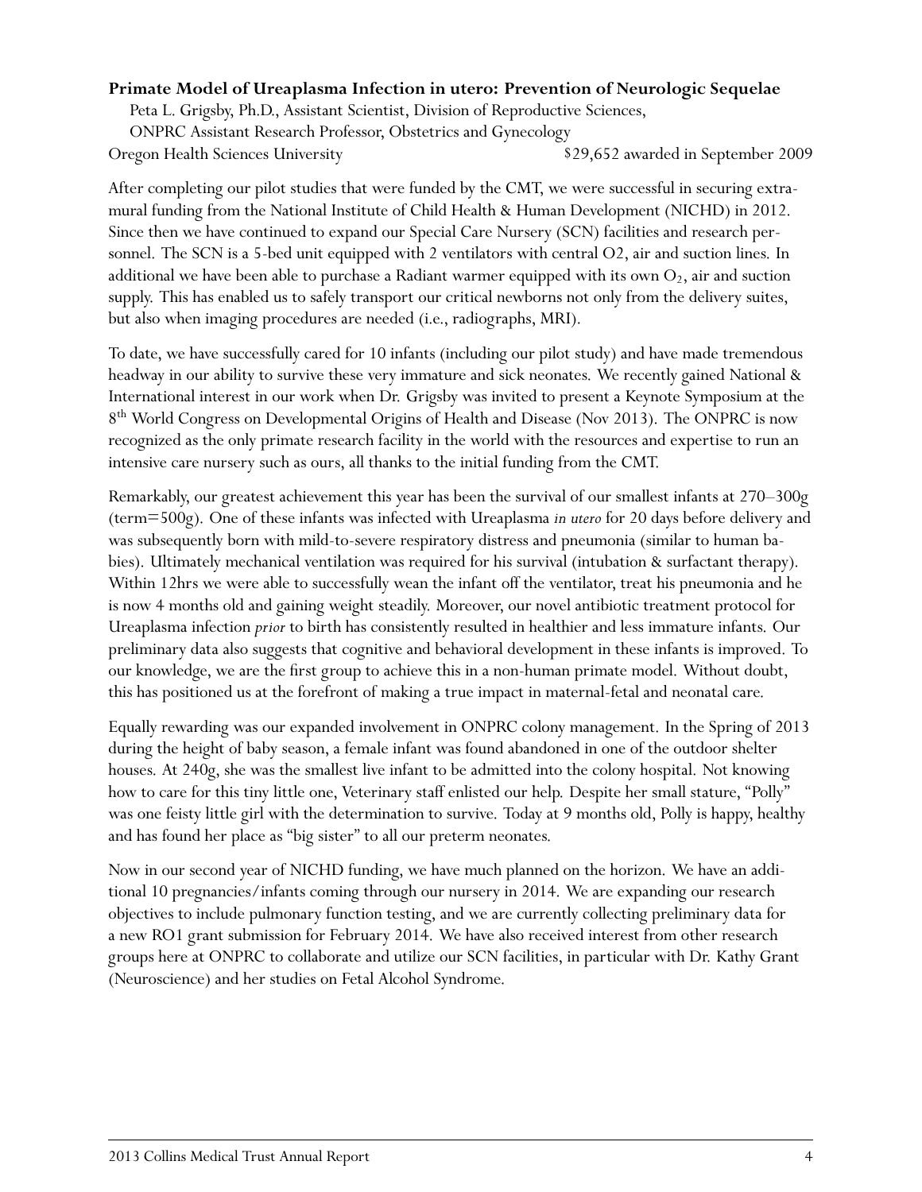**Primate Model of Ureaplasma Infection in utero: Prevention of Neurologic Sequelae**

Peta L. Grigsby, Ph.D., Assistant Scientist, Division of Reproductive Sciences,
ONPRC Assistant Research Professor, Obstetrics and Gynecology
Oregon Health Sciences University — $29,652 awarded in September 2009

After completing our pilot studies that were funded by the CMT, we were successful in securing extramural funding from the National Institute of Child Health & Human Development (NICHD) in 2012. Since then we have continued to expand our Special Care Nursery (SCN) facilities and research personnel. The SCN is a 5-bed unit equipped with 2 ventilators with central O2, air and suction lines. In additional we have been able to purchase a Radiant warmer equipped with its own $O_2$, air and suction supply. This has enabled us to safely transport our critical newborns not only from the delivery suites, but also when imaging procedures are needed (i.e., radiographs, MRI).

To date, we have successfully cared for 10 infants (including our pilot study) and have made tremendous headway in our ability to survive these very immature and sick neonates. We recently gained National & International interest in our work when Dr. Grigsby was invited to present a Keynote Symposium at the 8th World Congress on Developmental Origins of Health and Disease (Nov 2013). The ONPRC is now recognized as the only primate research facility in the world with the resources and expertise to run an intensive care nursery such as ours, all thanks to the initial funding from the CMT.

Remarkably, our greatest achievement this year has been the survival of our smallest infants at 270–300g (term=500g). One of these infants was infected with Ureaplasma *in utero* for 20 days before delivery and was subsequently born with mild-to-severe respiratory distress and pneumonia (similar to human babies). Ultimately mechanical ventilation was required for his survival (intubation & surfactant therapy). Within 12hrs we were able to successfully wean the infant off the ventilator, treat his pneumonia and he is now 4 months old and gaining weight steadily. Moreover, our novel antibiotic treatment protocol for Ureaplasma infection *prior* to birth has consistently resulted in healthier and less immature infants. Our preliminary data also suggests that cognitive and behavioral development in these infants is improved. To our knowledge, we are the first group to achieve this in a non-human primate model. Without doubt, this has positioned us at the forefront of making a true impact in maternal-fetal and neonatal care.

Equally rewarding was our expanded involvement in ONPRC colony management. In the Spring of 2013 during the height of baby season, a female infant was found abandoned in one of the outdoor shelter houses. At 240g, she was the smallest live infant to be admitted into the colony hospital. Not knowing how to care for this tiny little one, Veterinary staff enlisted our help. Despite her small stature, "Polly" was one feisty little girl with the determination to survive. Today at 9 months old, Polly is happy, healthy and has found her place as "big sister" to all our preterm neonates.

Now in our second year of NICHD funding, we have much planned on the horizon. We have an additional 10 pregnancies/infants coming through our nursery in 2014. We are expanding our research objectives to include pulmonary function testing, and we are currently collecting preliminary data for a new RO1 grant submission for February 2014. We have also received interest from other research groups here at ONPRC to collaborate and utilize our SCN facilities, in particular with Dr. Kathy Grant (Neuroscience) and her studies on Fetal Alcohol Syndrome.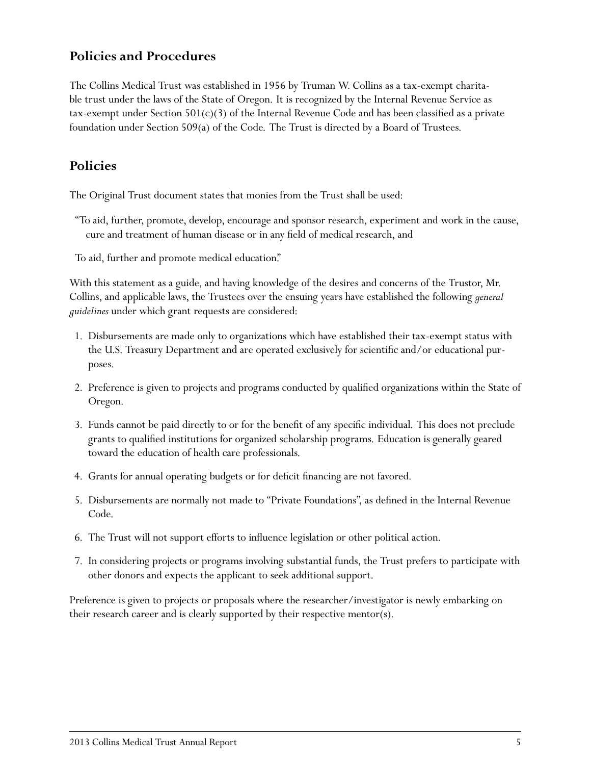## Policies and Procedures

The Collins Medical Trust was established in 1956 by Truman W. Collins as a tax-exempt charitable trust under the laws of the State of Oregon. It is recognized by the Internal Revenue Service as tax-exempt under Section 501(c)(3) of the Internal Revenue Code and has been classified as a private foundation under Section 509(a) of the Code. The Trust is directed by a Board of Trustees.

## Policies

The Original Trust document states that monies from the Trust shall be used:

"To aid, further, promote, develop, encourage and sponsor research, experiment and work in the cause, cure and treatment of human disease or in any field of medical research, and

To aid, further and promote medical education."

With this statement as a guide, and having knowledge of the desires and concerns of the Trustor, Mr. Collins, and applicable laws, the Trustees over the ensuing years have established the following *general guidelines* under which grant requests are considered:

1. Disbursements are made only to organizations which have established their tax-exempt status with the U.S. Treasury Department and are operated exclusively for scientific and/or educational purposes.
2. Preference is given to projects and programs conducted by qualified organizations within the State of Oregon.
3. Funds cannot be paid directly to or for the benefit of any specific individual. This does not preclude grants to qualified institutions for organized scholarship programs. Education is generally geared toward the education of health care professionals.
4. Grants for annual operating budgets or for deficit financing are not favored.
5. Disbursements are normally not made to "Private Foundations", as defined in the Internal Revenue Code.
6. The Trust will not support efforts to influence legislation or other political action.
7. In considering projects or programs involving substantial funds, the Trust prefers to participate with other donors and expects the applicant to seek additional support.

Preference is given to projects or proposals where the researcher/investigator is newly embarking on their research career and is clearly supported by their respective mentor(s).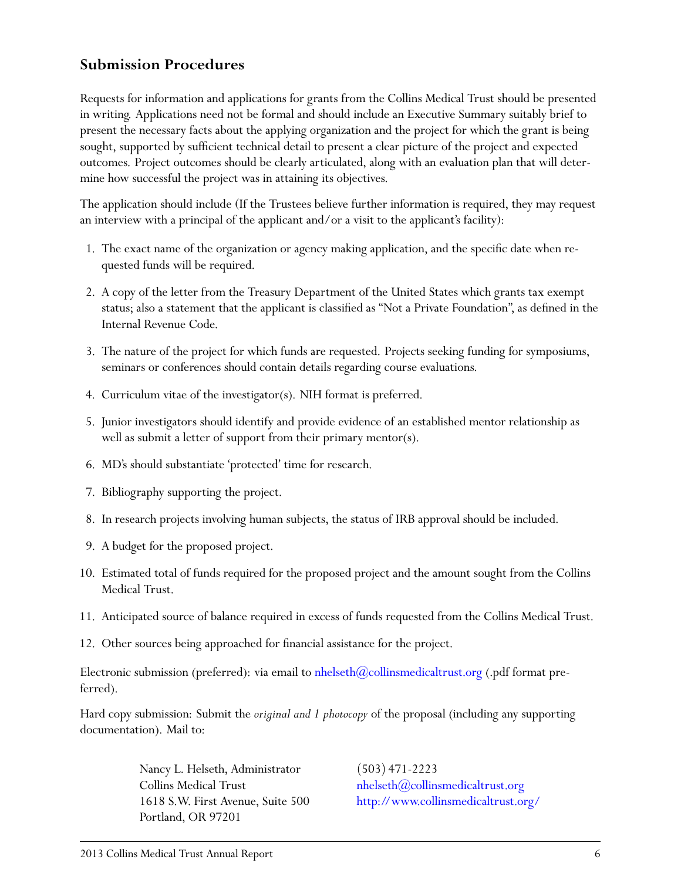## Submission Procedures

Requests for information and applications for grants from the Collins Medical Trust should be presented in writing. Applications need not be formal and should include an Executive Summary suitably brief to present the necessary facts about the applying organization and the project for which the grant is being sought, supported by sufficient technical detail to present a clear picture of the project and expected outcomes. Project outcomes should be clearly articulated, along with an evaluation plan that will determine how successful the project was in attaining its objectives.

The application should include (If the Trustees believe further information is required, they may request an interview with a principal of the applicant and/or a visit to the applicant's facility):

1. The exact name of the organization or agency making application, and the specific date when requested funds will be required.
2. A copy of the letter from the Treasury Department of the United States which grants tax exempt status; also a statement that the applicant is classified as "Not a Private Foundation", as defined in the Internal Revenue Code.
3. The nature of the project for which funds are requested. Projects seeking funding for symposiums, seminars or conferences should contain details regarding course evaluations.
4. Curriculum vitae of the investigator(s). NIH format is preferred.
5. Junior investigators should identify and provide evidence of an established mentor relationship as well as submit a letter of support from their primary mentor(s).
6. MD's should substantiate 'protected' time for research.
7. Bibliography supporting the project.
8. In research projects involving human subjects, the status of IRB approval should be included.
9. A budget for the proposed project.
10. Estimated total of funds required for the proposed project and the amount sought from the Collins Medical Trust.
11. Anticipated source of balance required in excess of funds requested from the Collins Medical Trust.
12. Other sources being approached for financial assistance for the project.

Electronic submission (preferred): via email to nhelseth@collinsmedicaltrust.org (.pdf format preferred).

Hard copy submission: Submit the *original and 1 photocopy* of the proposal (including any supporting documentation). Mail to:

Nancy L. Helseth, Administrator
Collins Medical Trust
1618 S.W. First Avenue, Suite 500
Portland, OR 97201

(503) 471-2223
nhelseth@collinsmedicaltrust.org
http://www.collinsmedicaltrust.org/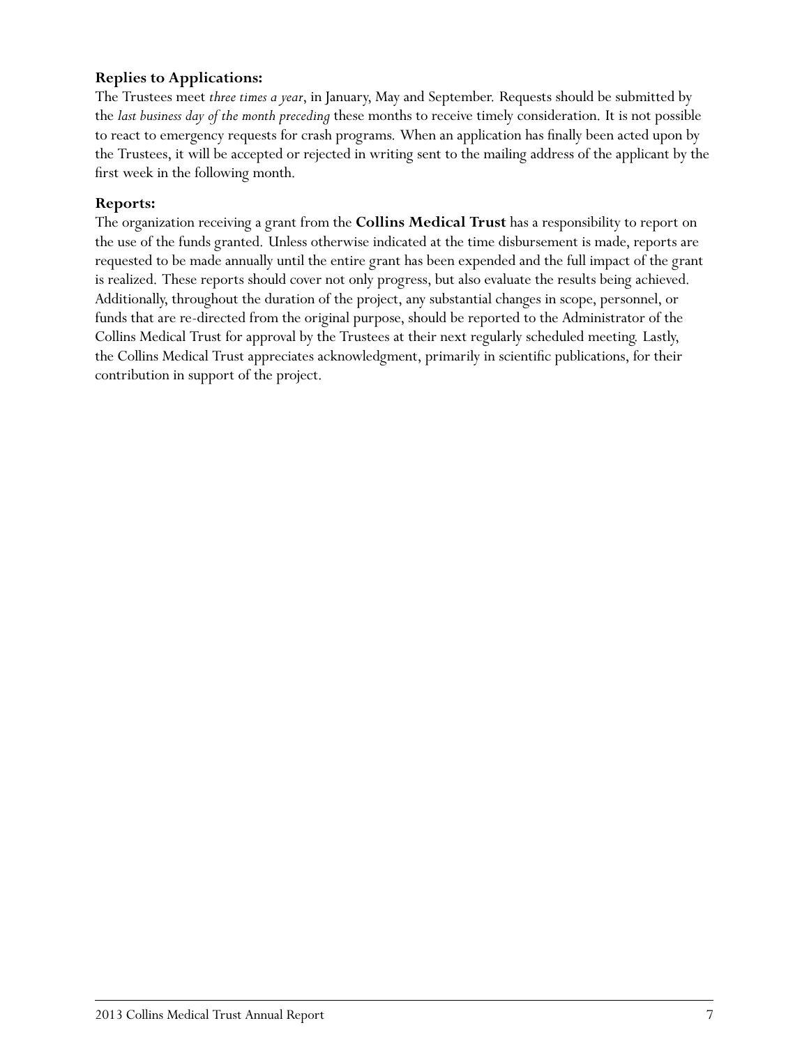**Replies to Applications:**

The Trustees meet *three times a year*, in January, May and September. Requests should be submitted by the *last business day of the month preceding* these months to receive timely consideration. It is not possible to react to emergency requests for crash programs. When an application has finally been acted upon by the Trustees, it will be accepted or rejected in writing sent to the mailing address of the applicant by the first week in the following month.

**Reports:**

The organization receiving a grant from the **Collins Medical Trust** has a responsibility to report on the use of the funds granted. Unless otherwise indicated at the time disbursement is made, reports are requested to be made annually until the entire grant has been expended and the full impact of the grant is realized. These reports should cover not only progress, but also evaluate the results being achieved. Additionally, throughout the duration of the project, any substantial changes in scope, personnel, or funds that are re-directed from the original purpose, should be reported to the Administrator of the Collins Medical Trust for approval by the Trustees at their next regularly scheduled meeting. Lastly, the Collins Medical Trust appreciates acknowledgment, primarily in scientific publications, for their contribution in support of the project.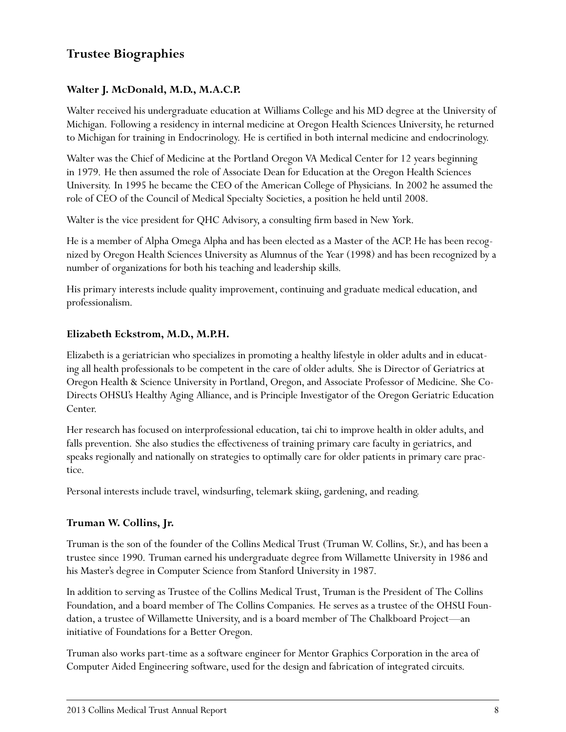## Trustee Biographies

### Walter J. McDonald, M.D., M.A.C.P.

Walter received his undergraduate education at Williams College and his MD degree at the University of Michigan. Following a residency in internal medicine at Oregon Health Sciences University, he returned to Michigan for training in Endocrinology. He is certified in both internal medicine and endocrinology.

Walter was the Chief of Medicine at the Portland Oregon VA Medical Center for 12 years beginning in 1979. He then assumed the role of Associate Dean for Education at the Oregon Health Sciences University. In 1995 he became the CEO of the American College of Physicians. In 2002 he assumed the role of CEO of the Council of Medical Specialty Societies, a position he held until 2008.

Walter is the vice president for QHC Advisory, a consulting firm based in New York.

He is a member of Alpha Omega Alpha and has been elected as a Master of the ACP. He has been recognized by Oregon Health Sciences University as Alumnus of the Year (1998) and has been recognized by a number of organizations for both his teaching and leadership skills.

His primary interests include quality improvement, continuing and graduate medical education, and professionalism.

### Elizabeth Eckstrom, M.D., M.P.H.

Elizabeth is a geriatrician who specializes in promoting a healthy lifestyle in older adults and in educating all health professionals to be competent in the care of older adults. She is Director of Geriatrics at Oregon Health & Science University in Portland, Oregon, and Associate Professor of Medicine. She Co-Directs OHSU's Healthy Aging Alliance, and is Principle Investigator of the Oregon Geriatric Education Center.

Her research has focused on interprofessional education, tai chi to improve health in older adults, and falls prevention. She also studies the effectiveness of training primary care faculty in geriatrics, and speaks regionally and nationally on strategies to optimally care for older patients in primary care practice.

Personal interests include travel, windsurfing, telemark skiing, gardening, and reading.

### Truman W. Collins, Jr.

Truman is the son of the founder of the Collins Medical Trust (Truman W. Collins, Sr.), and has been a trustee since 1990. Truman earned his undergraduate degree from Willamette University in 1986 and his Master's degree in Computer Science from Stanford University in 1987.

In addition to serving as Trustee of the Collins Medical Trust, Truman is the President of The Collins Foundation, and a board member of The Collins Companies. He serves as a trustee of the OHSU Foundation, a trustee of Willamette University, and is a board member of The Chalkboard Project—an initiative of Foundations for a Better Oregon.

Truman also works part-time as a software engineer for Mentor Graphics Corporation in the area of Computer Aided Engineering software, used for the design and fabrication of integrated circuits.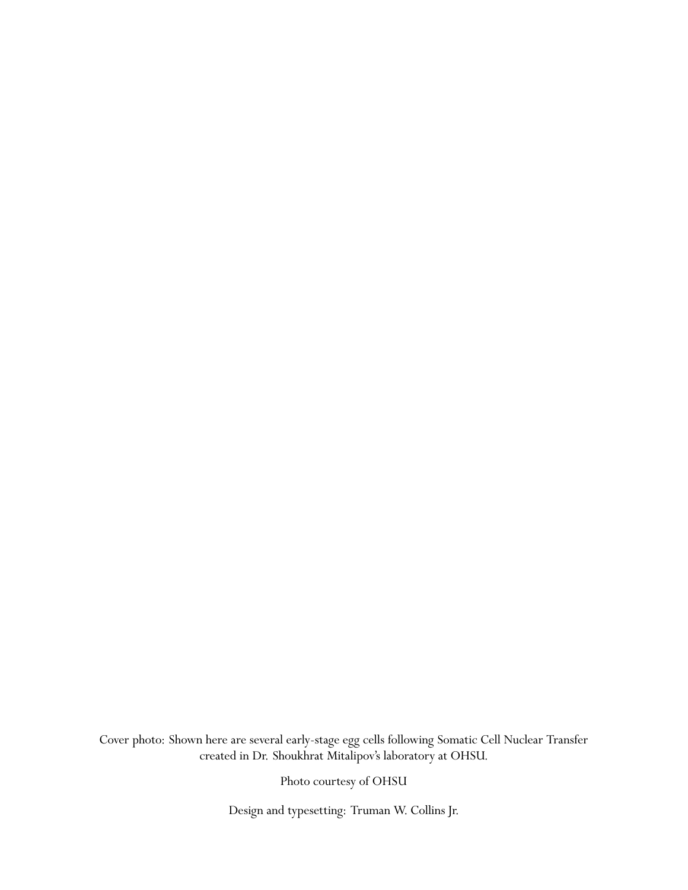Cover photo: Shown here are several early-stage egg cells following Somatic Cell Nuclear Transfer created in Dr. Shoukhrat Mitalipov's laboratory at OHSU.

Photo courtesy of OHSU

Design and typesetting: Truman W. Collins Jr.